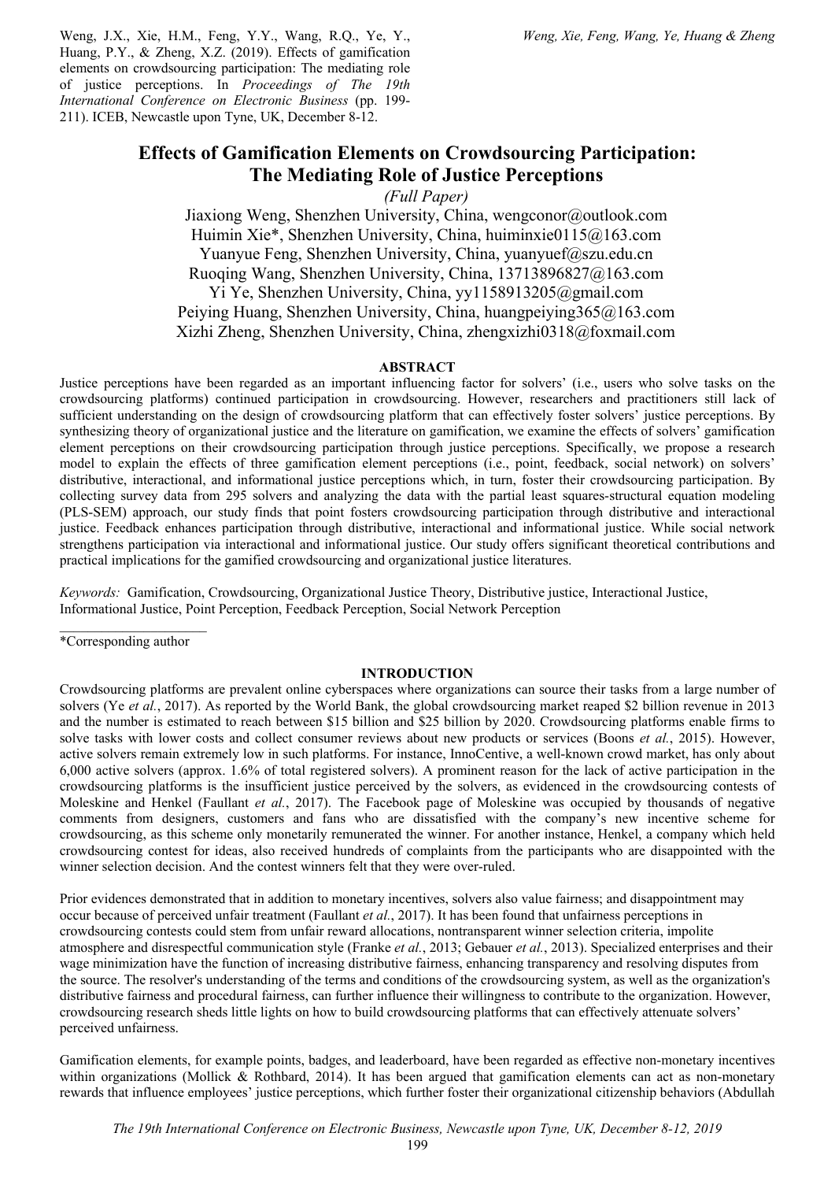Weng, J.X., Xie, H.M., Feng, Y.Y., Wang, R.Q., Ye, Y., Huang, P.Y., & Zheng, X.Z. (2019). Effects of gamification elements on crowdsourcing participation: The mediating role of justice perceptions. In *Proceedings of The 19th International Conference on Electronic Business* (pp. 199-211). ICEB, Newcastle upon Tyne, UK, December 8-12.

# Effects of Gamification Elements on Crowdsourcing Participation: The Mediating Role of Justice Perceptions

*(Full Paper)*

Jiaxiong Weng, Shenzhen University, China, wengconor@outlook.com
Huimin Xie*, Shenzhen University, China, huiminxie0115@163.com
Yuanyue Feng, Shenzhen University, China, yuanyuef@szu.edu.cn
Ruoqing Wang, Shenzhen University, China, 13713896827@163.com
Yi Ye, Shenzhen University, China, yy1158913205@gmail.com
Peiying Huang, Shenzhen University, China, huangpeiying365@163.com
Xizhi Zheng, Shenzhen University, China, zhengxizhi0318@foxmail.com

## ABSTRACT

Justice perceptions have been regarded as an important influencing factor for solvers' (i.e., users who solve tasks on the crowdsourcing platforms) continued participation in crowdsourcing. However, researchers and practitioners still lack of sufficient understanding on the design of crowdsourcing platform that can effectively foster solvers' justice perceptions. By synthesizing theory of organizational justice and the literature on gamification, we examine the effects of solvers' gamification element perceptions on their crowdsourcing participation through justice perceptions. Specifically, we propose a research model to explain the effects of three gamification element perceptions (i.e., point, feedback, social network) on solvers' distributive, interactional, and informational justice perceptions which, in turn, foster their crowdsourcing participation. By collecting survey data from 295 solvers and analyzing the data with the partial least squares-structural equation modeling (PLS-SEM) approach, our study finds that point fosters crowdsourcing participation through distributive and interactional justice. Feedback enhances participation through distributive, interactional and informational justice. While social network strengthens participation via interactional and informational justice. Our study offers significant theoretical contributions and practical implications for the gamified crowdsourcing and organizational justice literatures.

*Keywords:* Gamification, Crowdsourcing, Organizational Justice Theory, Distributive justice, Interactional Justice, Informational Justice, Point Perception, Feedback Perception, Social Network Perception

*Corresponding author

## INTRODUCTION

Crowdsourcing platforms are prevalent online cyberspaces where organizations can source their tasks from a large number of solvers (Ye *et al.*, 2017). As reported by the World Bank, the global crowdsourcing market reaped $2 billion revenue in 2013 and the number is estimated to reach between $15 billion and $25 billion by 2020. Crowdsourcing platforms enable firms to solve tasks with lower costs and collect consumer reviews about new products or services (Boons *et al.*, 2015). However, active solvers remain extremely low in such platforms. For instance, InnoCentive, a well-known crowd market, has only about 6,000 active solvers (approx. 1.6% of total registered solvers). A prominent reason for the lack of active participation in the crowdsourcing platforms is the insufficient justice perceived by the solvers, as evidenced in the crowdsourcing contests of Moleskine and Henkel (Faullant *et al.*, 2017). The Facebook page of Moleskine was occupied by thousands of negative comments from designers, customers and fans who are dissatisfied with the company's new incentive scheme for crowdsourcing, as this scheme only monetarily remunerated the winner. For another instance, Henkel, a company which held crowdsourcing contest for ideas, also received hundreds of complaints from the participants who are disappointed with the winner selection decision. And the contest winners felt that they were over-ruled.

Prior evidences demonstrated that in addition to monetary incentives, solvers also value fairness; and disappointment may occur because of perceived unfair treatment (Faullant *et al.*, 2017). It has been found that unfairness perceptions in crowdsourcing contests could stem from unfair reward allocations, nontransparent winner selection criteria, impolite atmosphere and disrespectful communication style (Franke *et al.*, 2013; Gebauer *et al.*, 2013). Specialized enterprises and their wage minimization have the function of increasing distributive fairness, enhancing transparency and resolving disputes from the source. The resolver's understanding of the terms and conditions of the crowdsourcing system, as well as the organization's distributive fairness and procedural fairness, can further influence their willingness to contribute to the organization. However, crowdsourcing research sheds little lights on how to build crowdsourcing platforms that can effectively attenuate solvers' perceived unfairness.

Gamification elements, for example points, badges, and leaderboard, have been regarded as effective non-monetary incentives within organizations (Mollick & Rothbard, 2014). It has been argued that gamification elements can act as non-monetary rewards that influence employees' justice perceptions, which further foster their organizational citizenship behaviors (Abdullah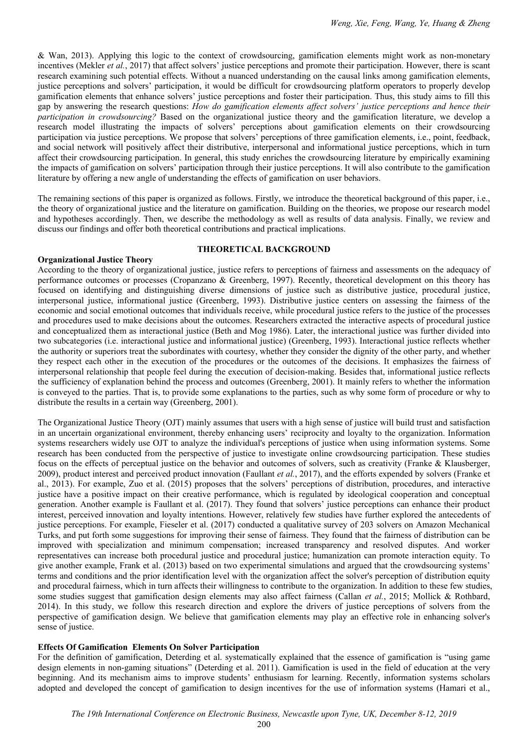& Wan, 2013). Applying this logic to the context of crowdsourcing, gamification elements might work as non-monetary incentives (Mekler *et al.*, 2017) that affect solvers' justice perceptions and promote their participation. However, there is scant research examining such potential effects. Without a nuanced understanding on the causal links among gamification elements, justice perceptions and solvers' participation, it would be difficult for crowdsourcing platform operators to properly develop gamification elements that enhance solvers' justice perceptions and foster their participation. Thus, this study aims to fill this gap by answering the research questions: *How do gamification elements affect solvers' justice perceptions and hence their participation in crowdsourcing?* Based on the organizational justice theory and the gamification literature, we develop a research model illustrating the impacts of solvers' perceptions about gamification elements on their crowdsourcing participation via justice perceptions. We propose that solvers' perceptions of three gamification elements, i.e., point, feedback, and social network will positively affect their distributive, interpersonal and informational justice perceptions, which in turn affect their crowdsourcing participation. In general, this study enriches the crowdsourcing literature by empirically examining the impacts of gamification on solvers' participation through their justice perceptions. It will also contribute to the gamification literature by offering a new angle of understanding the effects of gamification on user behaviors.

The remaining sections of this paper is organized as follows. Firstly, we introduce the theoretical background of this paper, i.e., the theory of organizational justice and the literature on gamification. Building on the theories, we propose our research model and hypotheses accordingly. Then, we describe the methodology as well as results of data analysis. Finally, we review and discuss our findings and offer both theoretical contributions and practical implications.

## THEORETICAL BACKGROUND

### Organizational Justice Theory

According to the theory of organizational justice, justice refers to perceptions of fairness and assessments on the adequacy of performance outcomes or processes (Cropanzano & Greenberg, 1997). Recently, theoretical development on this theory has focused on identifying and distinguishing diverse dimensions of justice such as distributive justice, procedural justice, interpersonal justice, informational justice (Greenberg, 1993). Distributive justice centers on assessing the fairness of the economic and social emotional outcomes that individuals receive, while procedural justice refers to the justice of the processes and procedures used to make decisions about the outcomes. Researchers extracted the interactive aspects of procedural justice and conceptualized them as interactional justice (Beth and Mog 1986). Later, the interactional justice was further divided into two subcategories (i.e. interactional justice and informational justice) (Greenberg, 1993). Interactional justice reflects whether the authority or superiors treat the subordinates with courtesy, whether they consider the dignity of the other party, and whether they respect each other in the execution of the procedures or the outcomes of the decisions. It emphasizes the fairness of interpersonal relationship that people feel during the execution of decision-making. Besides that, informational justice reflects the sufficiency of explanation behind the process and outcomes (Greenberg, 2001). It mainly refers to whether the information is conveyed to the parties. That is, to provide some explanations to the parties, such as why some form of procedure or why to distribute the results in a certain way (Greenberg, 2001).

The Organizational Justice Theory (OJT) mainly assumes that users with a high sense of justice will build trust and satisfaction in an uncertain organizational environment, thereby enhancing users' reciprocity and loyalty to the organization. Information systems researchers widely use OJT to analyze the individual's perceptions of justice when using information systems. Some research has been conducted from the perspective of justice to investigate online crowdsourcing participation. These studies focus on the effects of perceptual justice on the behavior and outcomes of solvers, such as creativity (Franke & Klausberger, 2009), product interest and perceived product innovation (Faullant *et al.*, 2017), and the efforts expended by solvers (Franke et al., 2013). For example, Zuo et al. (2015) proposes that the solvers' perceptions of distribution, procedures, and interactive justice have a positive impact on their creative performance, which is regulated by ideological cooperation and conceptual generation. Another example is Faullant et al. (2017). They found that solvers' justice perceptions can enhance their product interest, perceived innovation and loyalty intentions. However, relatively few studies have further explored the antecedents of justice perceptions. For example, Fieseler et al. (2017) conducted a qualitative survey of 203 solvers on Amazon Mechanical Turks, and put forth some suggestions for improving their sense of fairness. They found that the fairness of distribution can be improved with specialization and minimum compensation; increased transparency and resolved disputes. And worker representatives can increase both procedural justice and procedural justice; humanization can promote interaction equity. To give another example, Frank et al. (2013) based on two experimental simulations and argued that the crowdsourcing systems' terms and conditions and the prior identification level with the organization affect the solver's perception of distribution equity and procedural fairness, which in turn affects their willingness to contribute to the organization. In addition to these few studies, some studies suggest that gamification design elements may also affect fairness (Callan *et al.*, 2015; Mollick & Rothbard, 2014). In this study, we follow this research direction and explore the drivers of justice perceptions of solvers from the perspective of gamification design. We believe that gamification elements may play an effective role in enhancing solver's sense of justice.

### Effects Of Gamification Elements On Solver Participation

For the definition of gamification, Deterding et al. systematically explained that the essence of gamification is "using game design elements in non-gaming situations" (Deterding et al. 2011). Gamification is used in the field of education at the very beginning. And its mechanism aims to improve students' enthusiasm for learning. Recently, information systems scholars adopted and developed the concept of gamification to design incentives for the use of information systems (Hamari et al.,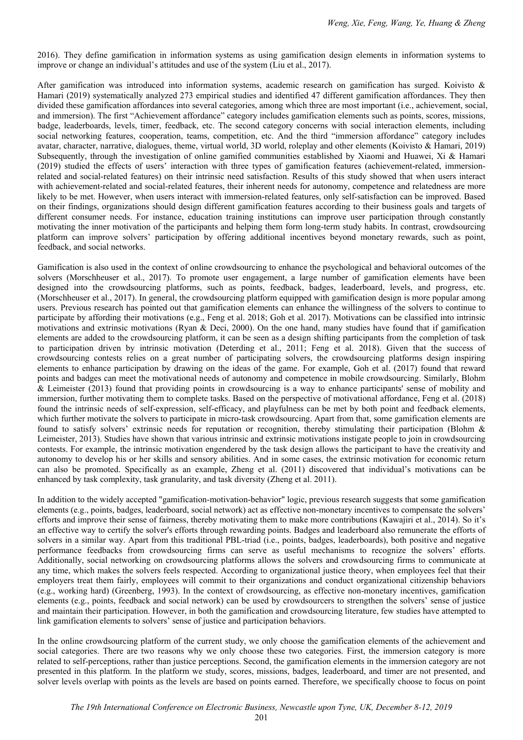2016). They define gamification in information systems as using gamification design elements in information systems to improve or change an individual's attitudes and use of the system (Liu et al., 2017).

After gamification was introduced into information systems, academic research on gamification has surged. Koivisto & Hamari (2019) systematically analyzed 273 empirical studies and identified 47 different gamification affordances. They then divided these gamification affordances into several categories, among which three are most important (i.e., achievement, social, and immersion). The first "Achievement affordance" category includes gamification elements such as points, scores, missions, badge, leaderboards, levels, timer, feedback, etc. The second category concerns with social interaction elements, including social networking features, cooperation, teams, competition, etc. And the third "immersion affordance" category includes avatar, character, narrative, dialogues, theme, virtual world, 3D world, roleplay and other elements (Koivisto & Hamari, 2019) Subsequently, through the investigation of online gamified communities established by Xiaomi and Huawei, Xi & Hamari (2019) studied the effects of users' interaction with three types of gamification features (achievement-related, immersion-related and social-related features) on their intrinsic need satisfaction. Results of this study showed that when users interact with achievement-related and social-related features, their inherent needs for autonomy, competence and relatedness are more likely to be met. However, when users interact with immersion-related features, only self-satisfaction can be improved. Based on their findings, organizations should design different gamification features according to their business goals and targets of different consumer needs. For instance, education training institutions can improve user participation through constantly motivating the inner motivation of the participants and helping them form long-term study habits. In contrast, crowdsourcing platform can improve solvers' participation by offering additional incentives beyond monetary rewards, such as point, feedback, and social networks.

Gamification is also used in the context of online crowdsourcing to enhance the psychological and behavioral outcomes of the solvers (Morschheuser et al., 2017). To promote user engagement, a large number of gamification elements have been designed into the crowdsourcing platforms, such as points, feedback, badges, leaderboard, levels, and progress, etc. (Morschheuser et al., 2017). In general, the crowdsourcing platform equipped with gamification design is more popular among users. Previous research has pointed out that gamification elements can enhance the willingness of the solvers to continue to participate by affording their motivations (e.g., Feng et al. 2018; Goh et al. 2017). Motivations can be classified into intrinsic motivations and extrinsic motivations (Ryan & Deci, 2000). On the one hand, many studies have found that if gamification elements are added to the crowdsourcing platform, it can be seen as a design shifting participants from the completion of task to participation driven by intrinsic motivation (Deterding et al., 2011; Feng et al. 2018). Given that the success of crowdsourcing contests relies on a great number of participating solvers, the crowdsourcing platforms design inspiring elements to enhance participation by drawing on the ideas of the game. For example, Goh et al. (2017) found that reward points and badges can meet the motivational needs of autonomy and competence in mobile crowdsourcing. Similarly, Blohm & Leimeister (2013) found that providing points in crowdsourcing is a way to enhance participants' sense of mobility and immersion, further motivating them to complete tasks. Based on the perspective of motivational affordance, Feng et al. (2018) found the intrinsic needs of self-expression, self-efficacy, and playfulness can be met by both point and feedback elements, which further motivate the solvers to participate in micro-task crowdsourcing. Apart from that, some gamification elements are found to satisfy solvers' extrinsic needs for reputation or recognition, thereby stimulating their participation (Blohm & Leimeister, 2013). Studies have shown that various intrinsic and extrinsic motivations instigate people to join in crowdsourcing contests. For example, the intrinsic motivation engendered by the task design allows the participant to have the creativity and autonomy to develop his or her skills and sensory abilities. And in some cases, the extrinsic motivation for economic return can also be promoted. Specifically as an example, Zheng et al. (2011) discovered that individual's motivations can be enhanced by task complexity, task granularity, and task diversity (Zheng et al. 2011).

In addition to the widely accepted "gamification-motivation-behavior" logic, previous research suggests that some gamification elements (e.g., points, badges, leaderboard, social network) act as effective non-monetary incentives to compensate the solvers' efforts and improve their sense of fairness, thereby motivating them to make more contributions (Kawajiri et al., 2014). So it's an effective way to certify the solver's efforts through rewarding points. Badges and leaderboard also remunerate the efforts of solvers in a similar way. Apart from this traditional PBL-triad (i.e., points, badges, leaderboards), both positive and negative performance feedbacks from crowdsourcing firms can serve as useful mechanisms to recognize the solvers' efforts. Additionally, social networking on crowdsourcing platforms allows the solvers and crowdsourcing firms to communicate at any time, which makes the solvers feels respected. According to organizational justice theory, when employees feel that their employers treat them fairly, employees will commit to their organizations and conduct organizational citizenship behaviors (e.g., working hard) (Greenberg, 1993). In the context of crowdsourcing, as effective non-monetary incentives, gamification elements (e.g., points, feedback and social network) can be used by crowdsourcers to strengthen the solvers' sense of justice and maintain their participation. However, in both the gamification and crowdsourcing literature, few studies have attempted to link gamification elements to solvers' sense of justice and participation behaviors.

In the online crowdsourcing platform of the current study, we only choose the gamification elements of the achievement and social categories. There are two reasons why we only choose these two categories. First, the immersion category is more related to self-perceptions, rather than justice perceptions. Second, the gamification elements in the immersion category are not presented in this platform. In the platform we study, scores, missions, badges, leaderboard, and timer are not presented, and solver levels overlap with points as the levels are based on points earned. Therefore, we specifically choose to focus on point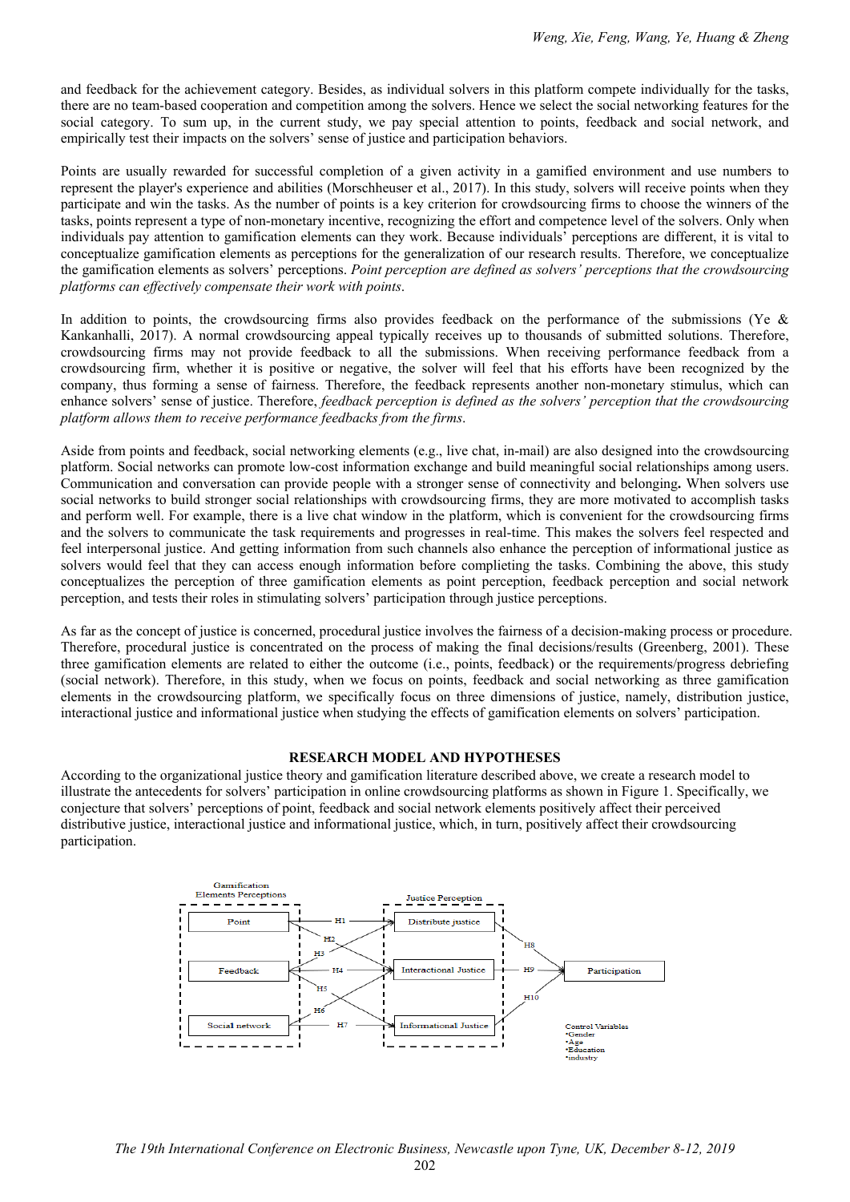and feedback for the achievement category. Besides, as individual solvers in this platform compete individually for the tasks, there are no team-based cooperation and competition among the solvers. Hence we select the social networking features for the social category. To sum up, in the current study, we pay special attention to points, feedback and social network, and empirically test their impacts on the solvers' sense of justice and participation behaviors.

Points are usually rewarded for successful completion of a given activity in a gamified environment and use numbers to represent the player's experience and abilities (Morschheuser et al., 2017). In this study, solvers will receive points when they participate and win the tasks. As the number of points is a key criterion for crowdsourcing firms to choose the winners of the tasks, points represent a type of non-monetary incentive, recognizing the effort and competence level of the solvers. Only when individuals pay attention to gamification elements can they work. Because individuals' perceptions are different, it is vital to conceptualize gamification elements as perceptions for the generalization of our research results. Therefore, we conceptualize the gamification elements as solvers' perceptions. *Point perception are defined as solvers' perceptions that the crowdsourcing platforms can effectively compensate their work with points*.

In addition to points, the crowdsourcing firms also provides feedback on the performance of the submissions (Ye & Kankanhalli, 2017). A normal crowdsourcing appeal typically receives up to thousands of submitted solutions. Therefore, crowdsourcing firms may not provide feedback to all the submissions. When receiving performance feedback from a crowdsourcing firm, whether it is positive or negative, the solver will feel that his efforts have been recognized by the company, thus forming a sense of fairness. Therefore, the feedback represents another non-monetary stimulus, which can enhance solvers' sense of justice. Therefore, *feedback perception is defined as the solvers' perception that the crowdsourcing platform allows them to receive performance feedbacks from the firms*.

Aside from points and feedback, social networking elements (e.g., live chat, in-mail) are also designed into the crowdsourcing platform. Social networks can promote low-cost information exchange and build meaningful social relationships among users. Communication and conversation can provide people with a stronger sense of connectivity and belonging**.** When solvers use social networks to build stronger social relationships with crowdsourcing firms, they are more motivated to accomplish tasks and perform well. For example, there is a live chat window in the platform, which is convenient for the crowdsourcing firms and the solvers to communicate the task requirements and progresses in real-time. This makes the solvers feel respected and feel interpersonal justice. And getting information from such channels also enhance the perception of informational justice as solvers would feel that they can access enough information before completing the tasks. Combining the above, this study conceptualizes the perception of three gamification elements as point perception, feedback perception and social network perception, and tests their roles in stimulating solvers' participation through justice perceptions.

As far as the concept of justice is concerned, procedural justice involves the fairness of a decision-making process or procedure. Therefore, procedural justice is concentrated on the process of making the final decisions/results (Greenberg, 2001). These three gamification elements are related to either the outcome (i.e., points, feedback) or the requirements/progress debriefing (social network). Therefore, in this study, when we focus on points, feedback and social networking as three gamification elements in the crowdsourcing platform, we specifically focus on three dimensions of justice, namely, distribution justice, interactional justice and informational justice when studying the effects of gamification elements on solvers' participation.

## RESEARCH MODEL AND HYPOTHESES

According to the organizational justice theory and gamification literature described above, we create a research model to illustrate the antecedents for solvers' participation in online crowdsourcing platforms as shown in Figure 1. Specifically, we conjecture that solvers' perceptions of point, feedback and social network elements positively affect their perceived distributive justice, interactional justice and informational justice, which, in turn, positively affect their crowdsourcing participation.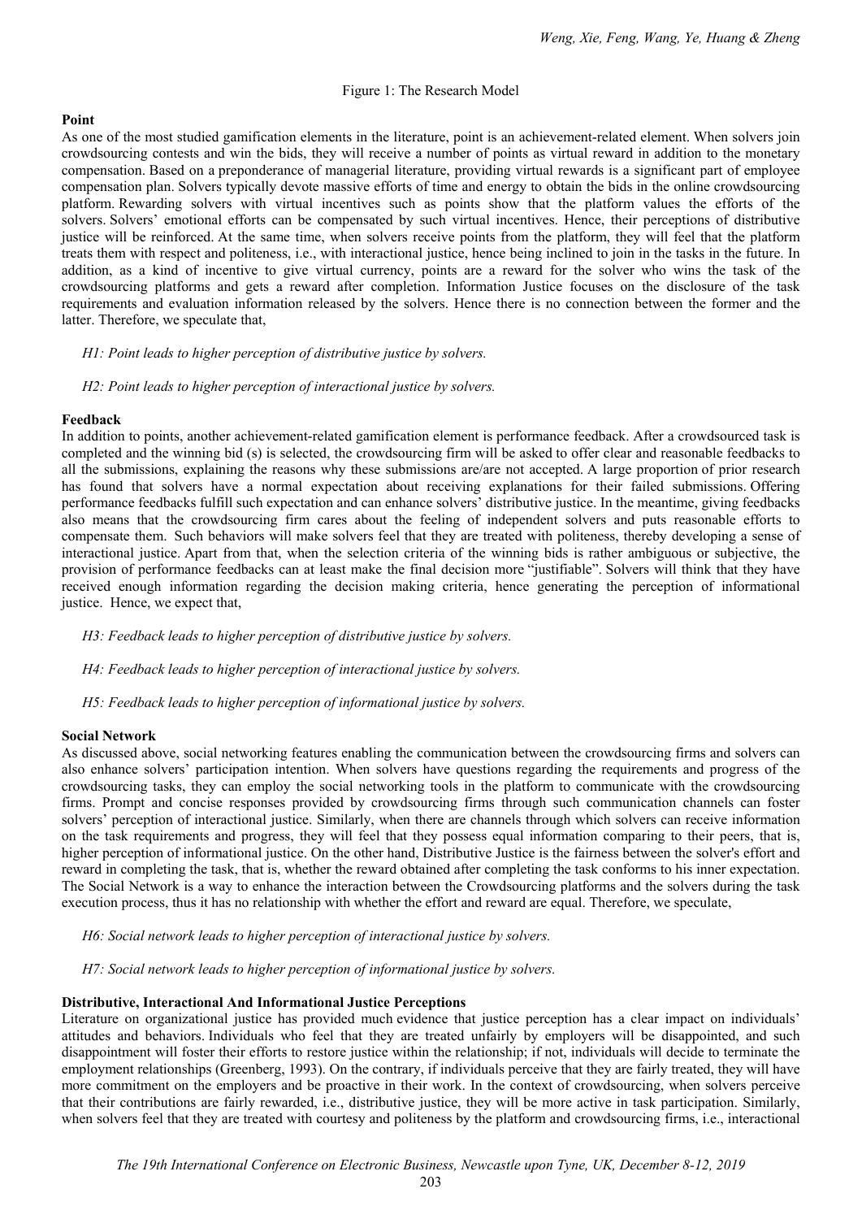Figure 1: The Research Model

**Point**

As one of the most studied gamification elements in the literature, point is an achievement-related element. When solvers join crowdsourcing contests and win the bids, they will receive a number of points as virtual reward in addition to the monetary compensation. Based on a preponderance of managerial literature, providing virtual rewards is a significant part of employee compensation plan. Solvers typically devote massive efforts of time and energy to obtain the bids in the online crowdsourcing platform. Rewarding solvers with virtual incentives such as points show that the platform values the efforts of the solvers. Solvers' emotional efforts can be compensated by such virtual incentives. Hence, their perceptions of distributive justice will be reinforced. At the same time, when solvers receive points from the platform, they will feel that the platform treats them with respect and politeness, i.e., with interactional justice, hence being inclined to join in the tasks in the future. In addition, as a kind of incentive to give virtual currency, points are a reward for the solver who wins the task of the crowdsourcing platforms and gets a reward after completion. Information Justice focuses on the disclosure of the task requirements and evaluation information released by the solvers. Hence there is no connection between the former and the latter. Therefore, we speculate that,

*H1: Point leads to higher perception of distributive justice by solvers.*

*H2: Point leads to higher perception of interactional justice by solvers.*

**Feedback**

In addition to points, another achievement-related gamification element is performance feedback. After a crowdsourced task is completed and the winning bid (s) is selected, the crowdsourcing firm will be asked to offer clear and reasonable feedbacks to all the submissions, explaining the reasons why these submissions are/are not accepted. A large proportion of prior research has found that solvers have a normal expectation about receiving explanations for their failed submissions. Offering performance feedbacks fulfill such expectation and can enhance solvers' distributive justice. In the meantime, giving feedbacks also means that the crowdsourcing firm cares about the feeling of independent solvers and puts reasonable efforts to compensate them. Such behaviors will make solvers feel that they are treated with politeness, thereby developing a sense of interactional justice. Apart from that, when the selection criteria of the winning bids is rather ambiguous or subjective, the provision of performance feedbacks can at least make the final decision more "justifiable". Solvers will think that they have received enough information regarding the decision making criteria, hence generating the perception of informational justice. Hence, we expect that,

*H3: Feedback leads to higher perception of distributive justice by solvers.*

*H4: Feedback leads to higher perception of interactional justice by solvers.*

*H5: Feedback leads to higher perception of informational justice by solvers.*

**Social Network**

As discussed above, social networking features enabling the communication between the crowdsourcing firms and solvers can also enhance solvers' participation intention. When solvers have questions regarding the requirements and progress of the crowdsourcing tasks, they can employ the social networking tools in the platform to communicate with the crowdsourcing firms. Prompt and concise responses provided by crowdsourcing firms through such communication channels can foster solvers' perception of interactional justice. Similarly, when there are channels through which solvers can receive information on the task requirements and progress, they will feel that they possess equal information comparing to their peers, that is, higher perception of informational justice. On the other hand, Distributive Justice is the fairness between the solver's effort and reward in completing the task, that is, whether the reward obtained after completing the task conforms to his inner expectation. The Social Network is a way to enhance the interaction between the Crowdsourcing platforms and the solvers during the task execution process, thus it has no relationship with whether the effort and reward are equal. Therefore, we speculate,

*H6: Social network leads to higher perception of interactional justice by solvers.*

*H7: Social network leads to higher perception of informational justice by solvers.*

**Distributive, Interactional And Informational Justice Perceptions**

Literature on organizational justice has provided much evidence that justice perception has a clear impact on individuals' attitudes and behaviors. Individuals who feel that they are treated unfairly by employers will be disappointed, and such disappointment will foster their efforts to restore justice within the relationship; if not, individuals will decide to terminate the employment relationships (Greenberg, 1993). On the contrary, if individuals perceive that they are fairly treated, they will have more commitment on the employers and be proactive in their work. In the context of crowdsourcing, when solvers perceive that their contributions are fairly rewarded, i.e., distributive justice, they will be more active in task participation. Similarly, when solvers feel that they are treated with courtesy and politeness by the platform and crowdsourcing firms, i.e., interactional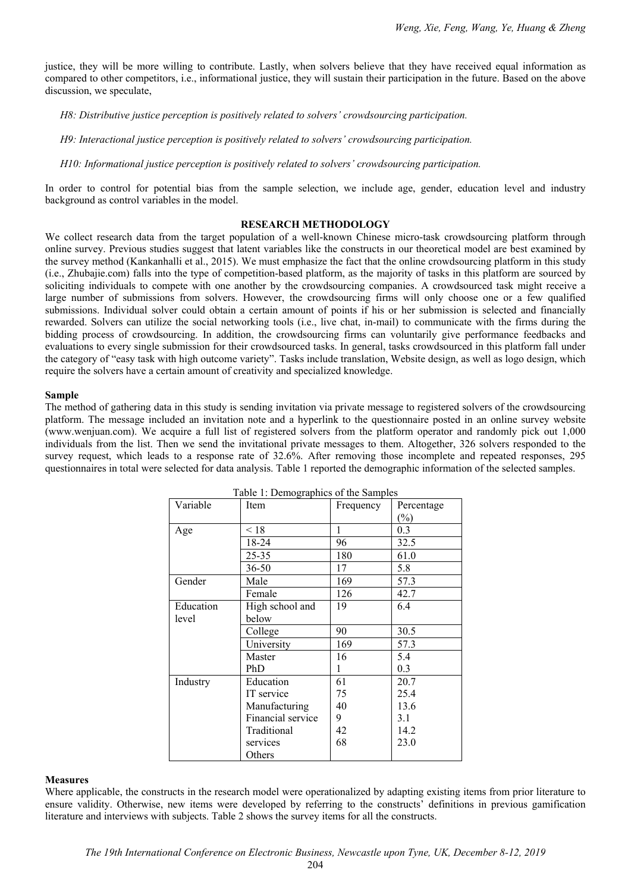justice, they will be more willing to contribute. Lastly, when solvers believe that they have received equal information as compared to other competitors, i.e., informational justice, they will sustain their participation in the future. Based on the above discussion, we speculate,

*H8: Distributive justice perception is positively related to solvers' crowdsourcing participation.*

*H9: Interactional justice perception is positively related to solvers' crowdsourcing participation.*

*H10: Informational justice perception is positively related to solvers' crowdsourcing participation.*

In order to control for potential bias from the sample selection, we include age, gender, education level and industry background as control variables in the model.

## RESEARCH METHODOLOGY

We collect research data from the target population of a well-known Chinese micro-task crowdsourcing platform through online survey. Previous studies suggest that latent variables like the constructs in our theoretical model are best examined by the survey method (Kankanhalli et al., 2015). We must emphasize the fact that the online crowdsourcing platform in this study (i.e., Zhubajie.com) falls into the type of competition-based platform, as the majority of tasks in this platform are sourced by soliciting individuals to compete with one another by the crowdsourcing companies. A crowdsourced task might receive a large number of submissions from solvers. However, the crowdsourcing firms will only choose one or a few qualified submissions. Individual solver could obtain a certain amount of points if his or her submission is selected and financially rewarded. Solvers can utilize the social networking tools (i.e., live chat, in-mail) to communicate with the firms during the bidding process of crowdsourcing. In addition, the crowdsourcing firms can voluntarily give performance feedbacks and evaluations to every single submission for their crowdsourced tasks. In general, tasks crowdsourced in this platform fall under the category of "easy task with high outcome variety". Tasks include translation, Website design, as well as logo design, which require the solvers have a certain amount of creativity and specialized knowledge.

### Sample

The method of gathering data in this study is sending invitation via private message to registered solvers of the crowdsourcing platform. The message included an invitation note and a hyperlink to the questionnaire posted in an online survey website (www.wenjuan.com). We acquire a full list of registered solvers from the platform operator and randomly pick out 1,000 individuals from the list. Then we send the invitational private messages to them. Altogether, 326 solvers responded to the survey request, which leads to a response rate of 32.6%. After removing those incomplete and repeated responses, 295 questionnaires in total were selected for data analysis. Table 1 reported the demographic information of the selected samples.

Table 1: Demographics of the Samples

| Variable | Item | Frequency | Percentage (%) |
|---|---|---|---|
| Age | < 18 | 1 | 0.3 |
| | 18-24 | 96 | 32.5 |
| | 25-35 | 180 | 61.0 |
| | 36-50 | 17 | 5.8 |
| Gender | Male | 169 | 57.3 |
| | Female | 126 | 42.7 |
| Education level | High school and below | 19 | 6.4 |
| | College | 90 | 30.5 |
| | University | 169 | 57.3 |
| | Master | 16 | 5.4 |
| | PhD | 1 | 0.3 |
| Industry | Education | 61 | 20.7 |
| | IT service | 75 | 25.4 |
| | Manufacturing | 40 | 13.6 |
| | Financial service | 9 | 3.1 |
| | Traditional services | 42 | 14.2 |
| | Others | 68 | 23.0 |

### Measures

Where applicable, the constructs in the research model were operationalized by adapting existing items from prior literature to ensure validity. Otherwise, new items were developed by referring to the constructs' definitions in previous gamification literature and interviews with subjects. Table 2 shows the survey items for all the constructs.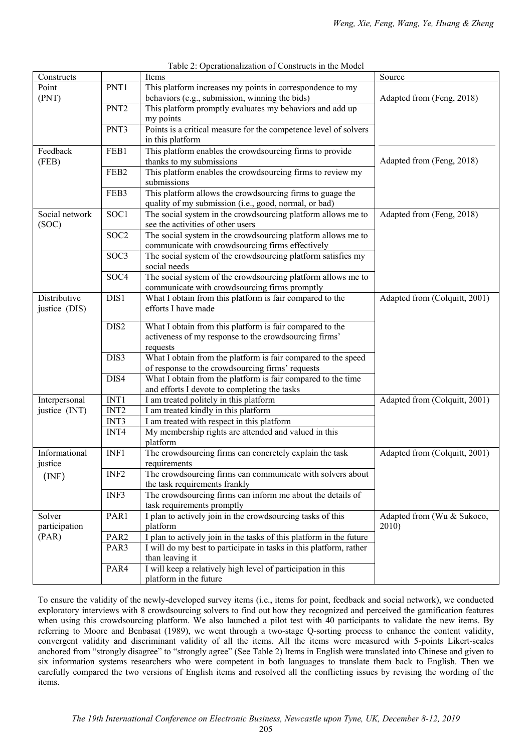Table 2: Operationalization of Constructs in the Model

| Constructs | | Items | Source |
|---|---|---|---|
| Point (PNT) | PNT1 | This platform increases my points in correspondence to my behaviors (e.g., submission, winning the bids) | Adapted from (Feng, 2018) |
| | PNT2 | This platform promptly evaluates my behaviors and add up my points | |
| | PNT3 | Points is a critical measure for the competence level of solvers in this platform | |
| Feedback (FEB) | FEB1 | This platform enables the crowdsourcing firms to provide thanks to my submissions | Adapted from (Feng, 2018) |
| | FEB2 | This platform enables the crowdsourcing firms to review my submissions | |
| | FEB3 | This platform allows the crowdsourcing firms to guage the quality of my submission (i.e., good, normal, or bad) | |
| Social network (SOC) | SOC1 | The social system in the crowdsourcing platform allows me to see the activities of other users | Adapted from (Feng, 2018) |
| | SOC2 | The social system in the crowdsourcing platform allows me to communicate with crowdsourcing firms effectively | |
| | SOC3 | The social system of the crowdsourcing platform satisfies my social needs | |
| | SOC4 | The social system of the crowdsourcing platform allows me to communicate with crowdsourcing firms promptly | |
| Distributive justice (DIS) | DIS1 | What I obtain from this platform is fair compared to the efforts I have made | Adapted from (Colquitt, 2001) |
| | DIS2 | What I obtain from this platform is fair compared to the activeness of my response to the crowdsourcing firms' requests | |
| | DIS3 | What I obtain from the platform is fair compared to the speed of response to the crowdsourcing firms' requests | |
| | DIS4 | What I obtain from the platform is fair compared to the time and efforts I devote to completing the tasks | |
| Interpersonal justice (INT) | INT1 | I am treated politely in this platform | Adapted from (Colquitt, 2001) |
| | INT2 | I am treated kindly in this platform | |
| | INT3 | I am treated with respect in this platform | |
| | INT4 | My membership rights are attended and valued in this platform | |
| Informational justice (INF) | INF1 | The crowdsourcing firms can concretely explain the task requirements | Adapted from (Colquitt, 2001) |
| | INF2 | The crowdsourcing firms can communicate with solvers about the task requirements frankly | |
| | INF3 | The crowdsourcing firms can inform me about the details of task requirements promptly | |
| Solver participation (PAR) | PAR1 | I plan to actively join in the crowdsourcing tasks of this platform | Adapted from (Wu & Sukoco, 2010) |
| | PAR2 | I plan to actively join in the tasks of this platform in the future | |
| | PAR3 | I will do my best to participate in tasks in this platform, rather than leaving it | |
| | PAR4 | I will keep a relatively high level of participation in this platform in the future | |

To ensure the validity of the newly-developed survey items (i.e., items for point, feedback and social network), we conducted exploratory interviews with 8 crowdsourcing solvers to find out how they recognized and perceived the gamification features when using this crowdsourcing platform. We also launched a pilot test with 40 participants to validate the new items. By referring to Moore and Benbasat (1989), we went through a two-stage Q-sorting process to enhance the content validity, convergent validity and discriminant validity of all the items. All the items were measured with 5-points Likert-scales anchored from "strongly disagree" to "strongly agree" (See Table 2) Items in English were translated into Chinese and given to six information systems researchers who were competent in both languages to translate them back to English. Then we carefully compared the two versions of English items and resolved all the conflicting issues by revising the wording of the items.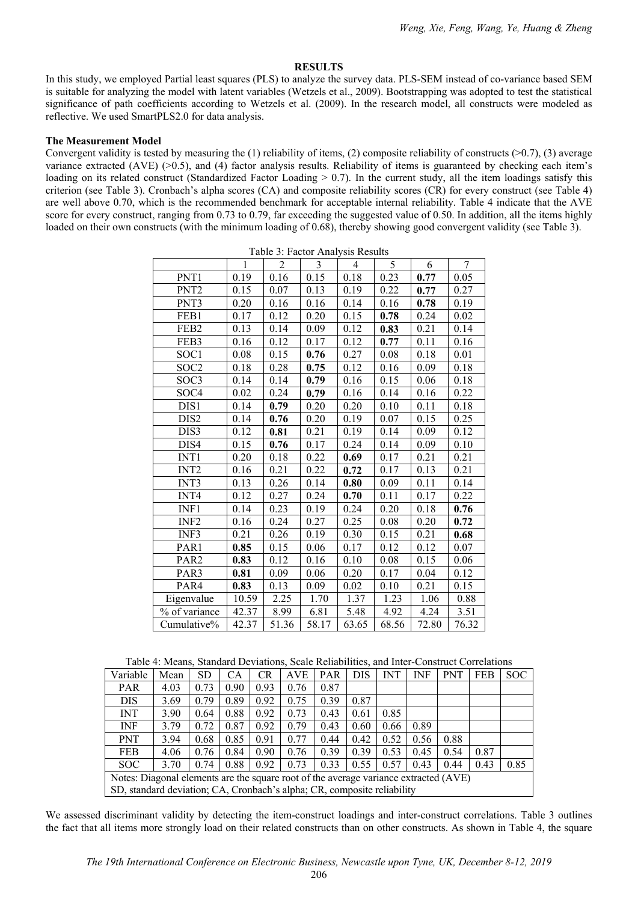## RESULTS

In this study, we employed Partial least squares (PLS) to analyze the survey data. PLS-SEM instead of co-variance based SEM is suitable for analyzing the model with latent variables (Wetzels et al., 2009). Bootstrapping was adopted to test the statistical significance of path coefficients according to Wetzels et al. (2009). In the research model, all constructs were modeled as reflective. We used SmartPLS2.0 for data analysis.

### The Measurement Model

Convergent validity is tested by measuring the (1) reliability of items, (2) composite reliability of constructs (>0.7), (3) average variance extracted (AVE) (>0.5), and (4) factor analysis results. Reliability of items is guaranteed by checking each item's loading on its related construct (Standardized Factor Loading > 0.7). In the current study, all the item loadings satisfy this criterion (see Table 3). Cronbach's alpha scores (CA) and composite reliability scores (CR) for every construct (see Table 4) are well above 0.70, which is the recommended benchmark for acceptable internal reliability. Table 4 indicate that the AVE score for every construct, ranging from 0.73 to 0.79, far exceeding the suggested value of 0.50. In addition, all the items highly loaded on their own constructs (with the minimum loading of 0.68), thereby showing good convergent validity (see Table 3).

Table 3: Factor Analysis Results

| | 1 | 2 | 3 | 4 | 5 | 6 | 7 |
|---|---|---|---|---|---|---|---|
| PNT1 | 0.19 | 0.16 | 0.15 | 0.18 | 0.23 | **0.77** | 0.05 |
| PNT2 | 0.15 | 0.07 | 0.13 | 0.19 | 0.22 | **0.77** | 0.27 |
| PNT3 | 0.20 | 0.16 | 0.16 | 0.14 | 0.16 | **0.78** | 0.19 |
| FEB1 | 0.17 | 0.12 | 0.20 | 0.15 | **0.78** | 0.24 | 0.02 |
| FEB2 | 0.13 | 0.14 | 0.09 | 0.12 | **0.83** | 0.21 | 0.14 |
| FEB3 | 0.16 | 0.12 | 0.17 | 0.12 | **0.77** | 0.11 | 0.16 |
| SOC1 | 0.08 | 0.15 | **0.76** | 0.27 | 0.08 | 0.18 | 0.01 |
| SOC2 | 0.18 | 0.28 | **0.75** | 0.12 | 0.16 | 0.09 | 0.18 |
| SOC3 | 0.14 | 0.14 | **0.79** | 0.16 | 0.15 | 0.06 | 0.18 |
| SOC4 | 0.02 | 0.24 | **0.79** | 0.16 | 0.14 | 0.16 | 0.22 |
| DIS1 | 0.14 | **0.79** | 0.20 | 0.20 | 0.10 | 0.11 | 0.18 |
| DIS2 | 0.14 | **0.76** | 0.20 | 0.19 | 0.07 | 0.15 | 0.25 |
| DIS3 | 0.12 | **0.81** | 0.21 | 0.19 | 0.14 | 0.09 | 0.12 |
| DIS4 | 0.15 | **0.76** | 0.17 | 0.24 | 0.14 | 0.09 | 0.10 |
| INT1 | 0.20 | 0.18 | 0.22 | **0.69** | 0.17 | 0.21 | 0.21 |
| INT2 | 0.16 | 0.21 | 0.22 | **0.72** | 0.17 | 0.13 | 0.21 |
| INT3 | 0.13 | 0.26 | 0.14 | **0.80** | 0.09 | 0.11 | 0.14 |
| INT4 | 0.12 | 0.27 | 0.24 | **0.70** | 0.11 | 0.17 | 0.22 |
| INF1 | 0.14 | 0.23 | 0.19 | 0.24 | 0.20 | 0.18 | **0.76** |
| INF2 | 0.16 | 0.24 | 0.27 | 0.25 | 0.08 | 0.20 | **0.72** |
| INF3 | 0.21 | 0.26 | 0.19 | 0.30 | 0.15 | 0.21 | **0.68** |
| PAR1 | **0.85** | 0.15 | 0.06 | 0.17 | 0.12 | 0.12 | 0.07 |
| PAR2 | **0.83** | 0.12 | 0.16 | 0.10 | 0.08 | 0.15 | 0.06 |
| PAR3 | **0.81** | 0.09 | 0.06 | 0.20 | 0.17 | 0.04 | 0.12 |
| PAR4 | **0.83** | 0.13 | 0.09 | 0.02 | 0.10 | 0.21 | 0.15 |
| Eigenvalue | 10.59 | 2.25 | 1.70 | 1.37 | 1.23 | 1.06 | 0.88 |
| % of variance | 42.37 | 8.99 | 6.81 | 5.48 | 4.92 | 4.24 | 3.51 |
| Cumulative% | 42.37 | 51.36 | 58.17 | 63.65 | 68.56 | 72.80 | 76.32 |

Table 4: Means, Standard Deviations, Scale Reliabilities, and Inter-Construct Correlations

| Variable | Mean | SD | CA | CR | AVE | PAR | DIS | INT | INF | PNT | FEB | SOC |
|---|---|---|---|---|---|---|---|---|---|---|---|---|
| PAR | 4.03 | 0.73 | 0.90 | 0.93 | 0.76 | 0.87 | | | | | | |
| DIS | 3.69 | 0.79 | 0.89 | 0.92 | 0.75 | 0.39 | 0.87 | | | | | |
| INT | 3.90 | 0.64 | 0.88 | 0.92 | 0.73 | 0.43 | 0.61 | 0.85 | | | | |
| INF | 3.79 | 0.72 | 0.87 | 0.92 | 0.79 | 0.43 | 0.60 | 0.66 | 0.89 | | | |
| PNT | 3.94 | 0.68 | 0.85 | 0.91 | 0.77 | 0.44 | 0.42 | 0.52 | 0.56 | 0.88 | | |
| FEB | 4.06 | 0.76 | 0.84 | 0.90 | 0.76 | 0.39 | 0.39 | 0.53 | 0.45 | 0.54 | 0.87 | |
| SOC | 3.70 | 0.74 | 0.88 | 0.92 | 0.73 | 0.33 | 0.55 | 0.57 | 0.43 | 0.44 | 0.43 | 0.85 |

Notes: Diagonal elements are the square root of the average variance extracted (AVE)
SD, standard deviation; CA, Cronbach's alpha; CR, composite reliability

We assessed discriminant validity by detecting the item-construct loadings and inter-construct correlations. Table 3 outlines the fact that all items more strongly load on their related constructs than on other constructs. As shown in Table 4, the square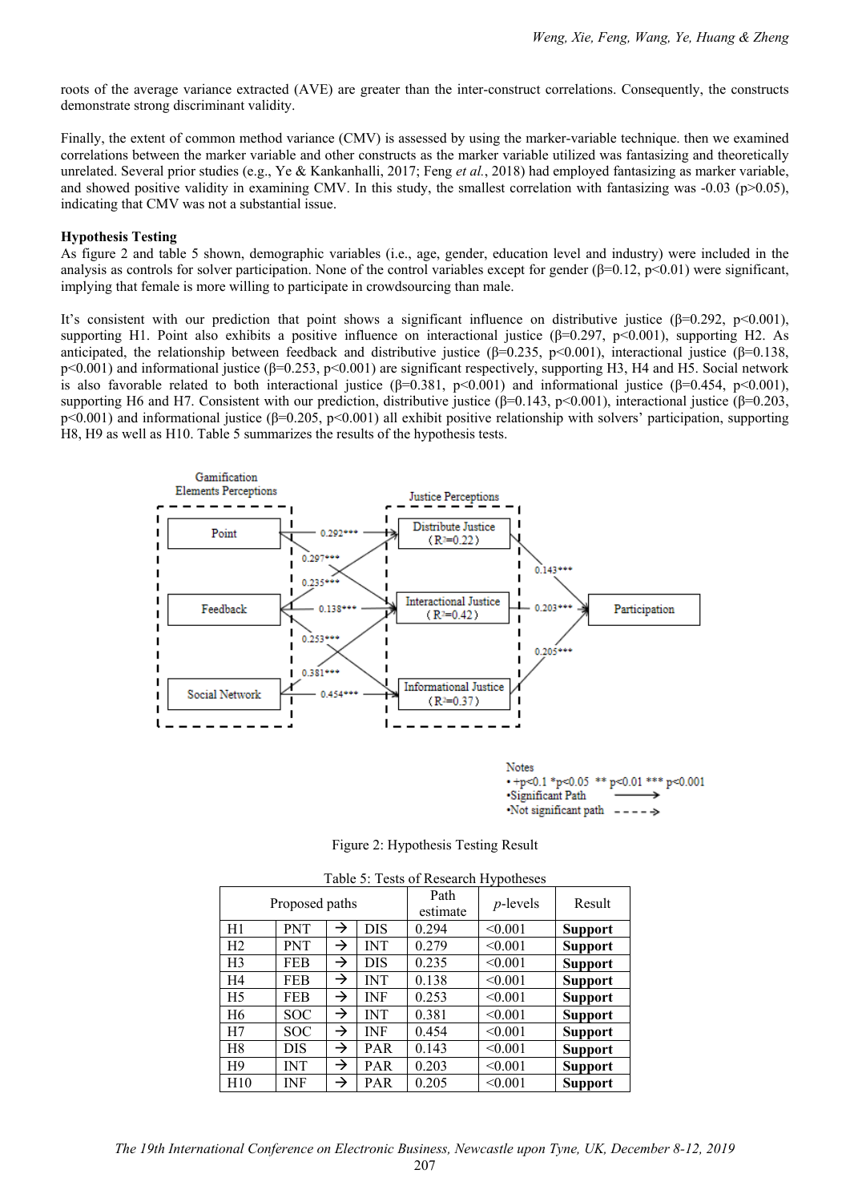roots of the average variance extracted (AVE) are greater than the inter-construct correlations. Consequently, the constructs demonstrate strong discriminant validity.

Finally, the extent of common method variance (CMV) is assessed by using the marker-variable technique. then we examined correlations between the marker variable and other constructs as the marker variable utilized was fantasizing and theoretically unrelated. Several prior studies (e.g., Ye & Kankanhalli, 2017; Feng *et al.*, 2018) had employed fantasizing as marker variable, and showed positive validity in examining CMV. In this study, the smallest correlation with fantasizing was -0.03 ($p>0.05$), indicating that CMV was not a substantial issue.

**Hypothesis Testing**

As figure 2 and table 5 shown, demographic variables (i.e., age, gender, education level and industry) were included in the analysis as controls for solver participation. None of the control variables except for gender ($\beta=0.12$, $p<0.01$) were significant, implying that female is more willing to participate in crowdsourcing than male.

It's consistent with our prediction that point shows a significant influence on distributive justice ($\beta=0.292$, $p<0.001$), supporting H1. Point also exhibits a positive influence on interactional justice ($\beta=0.297$, $p<0.001$), supporting H2. As anticipated, the relationship between feedback and distributive justice ($\beta=0.235$, $p<0.001$), interactional justice ($\beta=0.138$, $p<0.001$) and informational justice ($\beta=0.253$, $p<0.001$) are significant respectively, supporting H3, H4 and H5. Social network is also favorable related to both interactional justice ($\beta=0.381$, $p<0.001$) and informational justice ($\beta=0.454$, $p<0.001$), supporting H6 and H7. Consistent with our prediction, distributive justice ($\beta=0.143$, $p<0.001$), interactional justice ($\beta=0.203$, $p<0.001$) and informational justice ($\beta=0.205$, $p<0.001$) all exhibit positive relationship with solvers' participation, supporting H8, H9 as well as H10. Table 5 summarizes the results of the hypothesis tests.

Figure 2: Hypothesis Testing Result

Table 5: Tests of Research Hypotheses

| Proposed paths | | | | Path estimate | *p*-levels | Result |
|---|---|---|---|---|---|---|
| H1 | PNT | → | DIS | 0.294 | <0.001 | **Support** |
| H2 | PNT | → | INT | 0.279 | <0.001 | **Support** |
| H3 | FEB | → | DIS | 0.235 | <0.001 | **Support** |
| H4 | FEB | → | INT | 0.138 | <0.001 | **Support** |
| H5 | FEB | → | INF | 0.253 | <0.001 | **Support** |
| H6 | SOC | → | INT | 0.381 | <0.001 | **Support** |
| H7 | SOC | → | INF | 0.454 | <0.001 | **Support** |
| H8 | DIS | → | PAR | 0.143 | <0.001 | **Support** |
| H9 | INT | → | PAR | 0.203 | <0.001 | **Support** |
| H10 | INF | → | PAR | 0.205 | <0.001 | **Support** |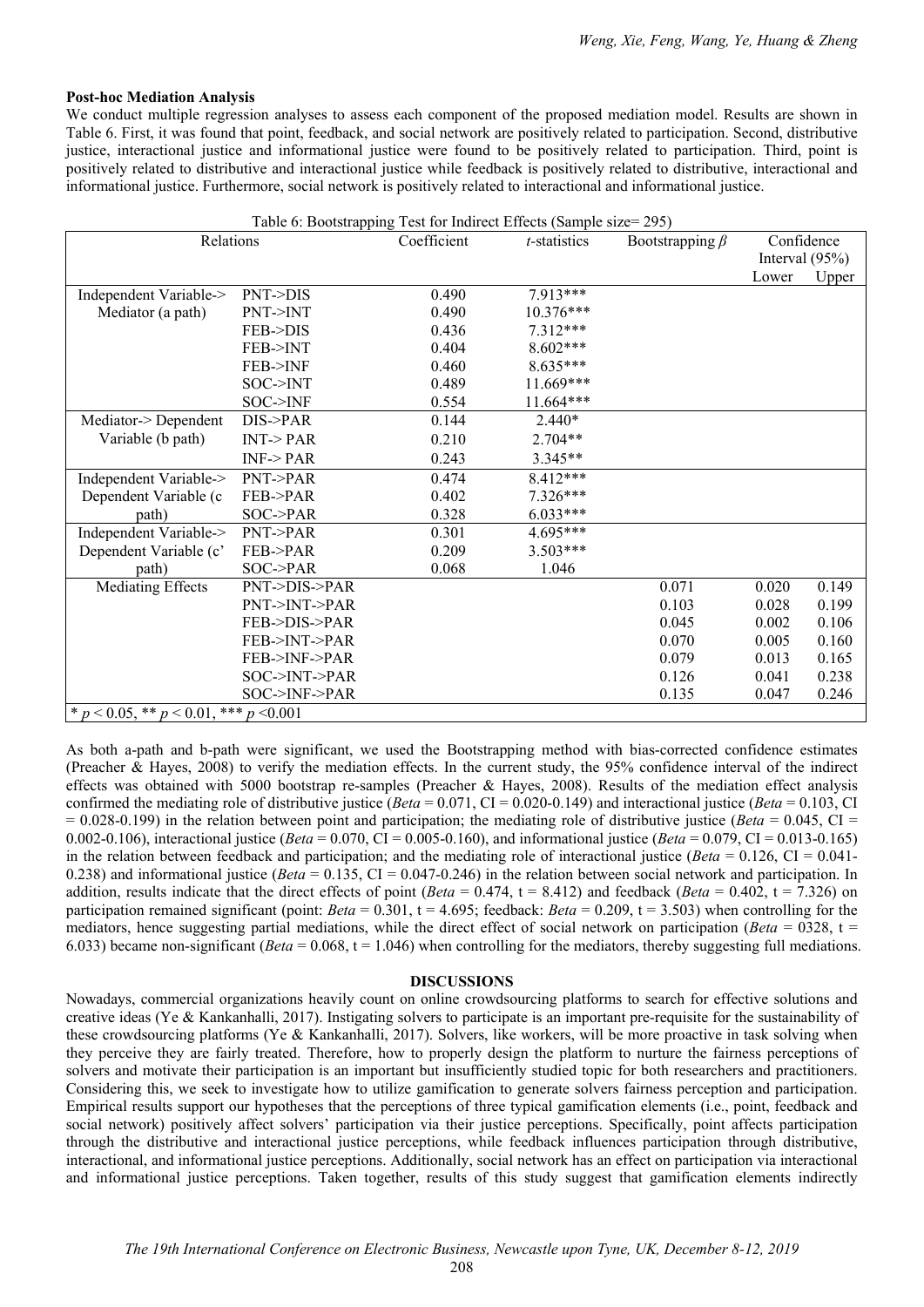**Post-hoc Mediation Analysis**

We conduct multiple regression analyses to assess each component of the proposed mediation model. Results are shown in Table 6. First, it was found that point, feedback, and social network are positively related to participation. Second, distributive justice, interactional justice and informational justice were found to be positively related to participation. Third, point is positively related to distributive and interactional justice while feedback is positively related to distributive, interactional and informational justice. Furthermore, social network is positively related to interactional and informational justice.

Table 6: Bootstrapping Test for Indirect Effects (Sample size= 295)

| Relations | | Coefficient | *t*-statistics | Bootstrapping $\beta$ | Confidence Interval (95%) | |
|---|---|---|---|---|---|---|
| | | | | | Lower | Upper |
| Independent Variable-> Mediator (a path) | PNT->DIS | 0.490 | 7.913*** | | | |
| | PNT->INT | 0.490 | 10.376*** | | | |
| | FEB->DIS | 0.436 | 7.312*** | | | |
| | FEB->INT | 0.404 | 8.602*** | | | |
| | FEB->INF | 0.460 | 8.635*** | | | |
| | SOC->INT | 0.489 | 11.669*** | | | |
| | SOC->INF | 0.554 | 11.664*** | | | |
| Mediator-> Dependent Variable (b path) | DIS->PAR | 0.144 | 2.440* | | | |
| | INT-> PAR | 0.210 | 2.704** | | | |
| | INF-> PAR | 0.243 | 3.345** | | | |
| Independent Variable-> Dependent Variable (c path) | PNT->PAR | 0.474 | 8.412*** | | | |
| | FEB->PAR | 0.402 | 7.326*** | | | |
| | SOC->PAR | 0.328 | 6.033*** | | | |
| Independent Variable-> Dependent Variable (c' path) | PNT->PAR | 0.301 | 4.695*** | | | |
| | FEB->PAR | 0.209 | 3.503*** | | | |
| | SOC->PAR | 0.068 | 1.046 | | | |
| Mediating Effects | PNT->DIS->PAR | | | 0.071 | 0.020 | 0.149 |
| | PNT->INT->PAR | | | 0.103 | 0.028 | 0.199 |
| | FEB->DIS->PAR | | | 0.045 | 0.002 | 0.106 |
| | FEB->INT->PAR | | | 0.070 | 0.005 | 0.160 |
| | FEB->INF->PAR | | | 0.079 | 0.013 | 0.165 |
| | SOC->INT->PAR | | | 0.126 | 0.041 | 0.238 |
| | SOC->INF->PAR | | | 0.135 | 0.047 | 0.246 |

\* $p < 0.05$, ** $p < 0.01$, *** $p < 0.001$

As both a-path and b-path were significant, we used the Bootstrapping method with bias-corrected confidence estimates (Preacher & Hayes, 2008) to verify the mediation effects. In the current study, the 95% confidence interval of the indirect effects was obtained with 5000 bootstrap re-samples (Preacher & Hayes, 2008). Results of the mediation effect analysis confirmed the mediating role of distributive justice (*Beta* = 0.071, CI = 0.020-0.149) and interactional justice (*Beta* = 0.103, CI = 0.028-0.199) in the relation between point and participation; the mediating role of distributive justice (*Beta* = 0.045, CI = 0.002-0.106), interactional justice (*Beta* = 0.070, CI = 0.005-0.160), and informational justice (*Beta* = 0.079, CI = 0.013-0.165) in the relation between feedback and participation; and the mediating role of interactional justice (*Beta* = 0.126, CI = 0.041-0.238) and informational justice (*Beta* = 0.135, CI = 0.047-0.246) in the relation between social network and participation. In addition, results indicate that the direct effects of point (*Beta* = 0.474, t = 8.412) and feedback (*Beta* = 0.402, t = 7.326) on participation remained significant (point: *Beta* = 0.301, t = 4.695; feedback: *Beta* = 0.209, t = 3.503) when controlling for the mediators, hence suggesting partial mediations, while the direct effect of social network on participation (*Beta* = 0328, t = 6.033) became non-significant (*Beta* = 0.068, t = 1.046) when controlling for the mediators, thereby suggesting full mediations.

## DISCUSSIONS

Nowadays, commercial organizations heavily count on online crowdsourcing platforms to search for effective solutions and creative ideas (Ye & Kankanhalli, 2017). Instigating solvers to participate is an important pre-requisite for the sustainability of these crowdsourcing platforms (Ye & Kankanhalli, 2017). Solvers, like workers, will be more proactive in task solving when they perceive they are fairly treated. Therefore, how to properly design the platform to nurture the fairness perceptions of solvers and motivate their participation is an important but insufficiently studied topic for both researchers and practitioners. Considering this, we seek to investigate how to utilize gamification to generate solvers fairness perception and participation. Empirical results support our hypotheses that the perceptions of three typical gamification elements (i.e., point, feedback and social network) positively affect solvers' participation via their justice perceptions. Specifically, point affects participation through the distributive and interactional justice perceptions, while feedback influences participation through distributive, interactional, and informational justice perceptions. Additionally, social network has an effect on participation via interactional and informational justice perceptions. Taken together, results of this study suggest that gamification elements indirectly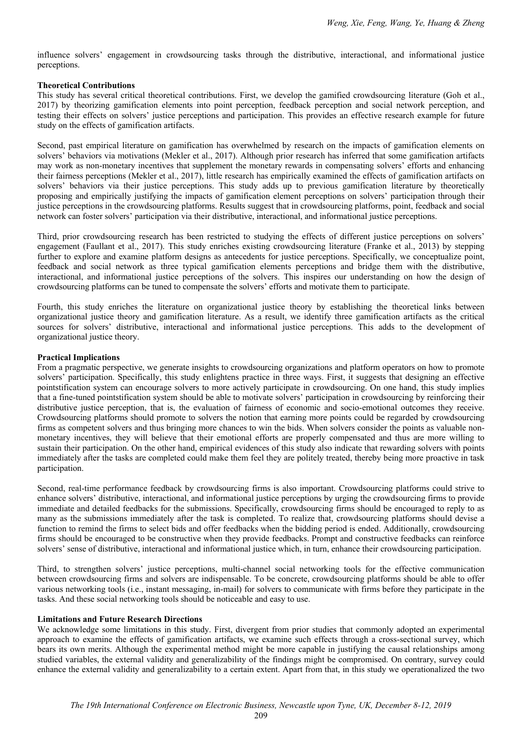influence solvers' engagement in crowdsourcing tasks through the distributive, interactional, and informational justice perceptions.

### Theoretical Contributions

This study has several critical theoretical contributions. First, we develop the gamified crowdsourcing literature (Goh et al., 2017) by theorizing gamification elements into point perception, feedback perception and social network perception, and testing their effects on solvers' justice perceptions and participation. This provides an effective research example for future study on the effects of gamification artifacts.

Second, past empirical literature on gamification has overwhelmed by research on the impacts of gamification elements on solvers' behaviors via motivations (Mekler et al., 2017). Although prior research has inferred that some gamification artifacts may work as non-monetary incentives that supplement the monetary rewards in compensating solvers' efforts and enhancing their fairness perceptions (Mekler et al., 2017), little research has empirically examined the effects of gamification artifacts on solvers' behaviors via their justice perceptions. This study adds up to previous gamification literature by theoretically proposing and empirically justifying the impacts of gamification element perceptions on solvers' participation through their justice perceptions in the crowdsourcing platforms. Results suggest that in crowdsourcing platforms, point, feedback and social network can foster solvers' participation via their distributive, interactional, and informational justice perceptions.

Third, prior crowdsourcing research has been restricted to studying the effects of different justice perceptions on solvers' engagement (Faullant et al., 2017). This study enriches existing crowdsourcing literature (Franke et al., 2013) by stepping further to explore and examine platform designs as antecedents for justice perceptions. Specifically, we conceptualize point, feedback and social network as three typical gamification elements perceptions and bridge them with the distributive, interactional, and informational justice perceptions of the solvers. This inspires our understanding on how the design of crowdsourcing platforms can be tuned to compensate the solvers' efforts and motivate them to participate.

Fourth, this study enriches the literature on organizational justice theory by establishing the theoretical links between organizational justice theory and gamification literature. As a result, we identify three gamification artifacts as the critical sources for solvers' distributive, interactional and informational justice perceptions. This adds to the development of organizational justice theory.

### Practical Implications

From a pragmatic perspective, we generate insights to crowdsourcing organizations and platform operators on how to promote solvers' participation. Specifically, this study enlightens practice in three ways. First, it suggests that designing an effective pointstification system can encourage solvers to more actively participate in crowdsourcing. On one hand, this study implies that a fine-tuned pointstification system should be able to motivate solvers' participation in crowdsourcing by reinforcing their distributive justice perception, that is, the evaluation of fairness of economic and socio-emotional outcomes they receive. Crowdsourcing platforms should promote to solvers the notion that earning more points could be regarded by crowdsourcing firms as competent solvers and thus bringing more chances to win the bids. When solvers consider the points as valuable non-monetary incentives, they will believe that their emotional efforts are properly compensated and thus are more willing to sustain their participation. On the other hand, empirical evidences of this study also indicate that rewarding solvers with points immediately after the tasks are completed could make them feel they are politely treated, thereby being more proactive in task participation.

Second, real-time performance feedback by crowdsourcing firms is also important. Crowdsourcing platforms could strive to enhance solvers' distributive, interactional, and informational justice perceptions by urging the crowdsourcing firms to provide immediate and detailed feedbacks for the submissions. Specifically, crowdsourcing firms should be encouraged to reply to as many as the submissions immediately after the task is completed. To realize that, crowdsourcing platforms should devise a function to remind the firms to select bids and offer feedbacks when the bidding period is ended. Additionally, crowdsourcing firms should be encouraged to be constructive when they provide feedbacks. Prompt and constructive feedbacks can reinforce solvers' sense of distributive, interactional and informational justice which, in turn, enhance their crowdsourcing participation.

Third, to strengthen solvers' justice perceptions, multi-channel social networking tools for the effective communication between crowdsourcing firms and solvers are indispensable. To be concrete, crowdsourcing platforms should be able to offer various networking tools (i.e., instant messaging, in-mail) for solvers to communicate with firms before they participate in the tasks. And these social networking tools should be noticeable and easy to use.

### Limitations and Future Research Directions

We acknowledge some limitations in this study. First, divergent from prior studies that commonly adopted an experimental approach to examine the effects of gamification artifacts, we examine such effects through a cross-sectional survey, which bears its own merits. Although the experimental method might be more capable in justifying the causal relationships among studied variables, the external validity and generalizability of the findings might be compromised. On contrary, survey could enhance the external validity and generalizability to a certain extent. Apart from that, in this study we operationalized the two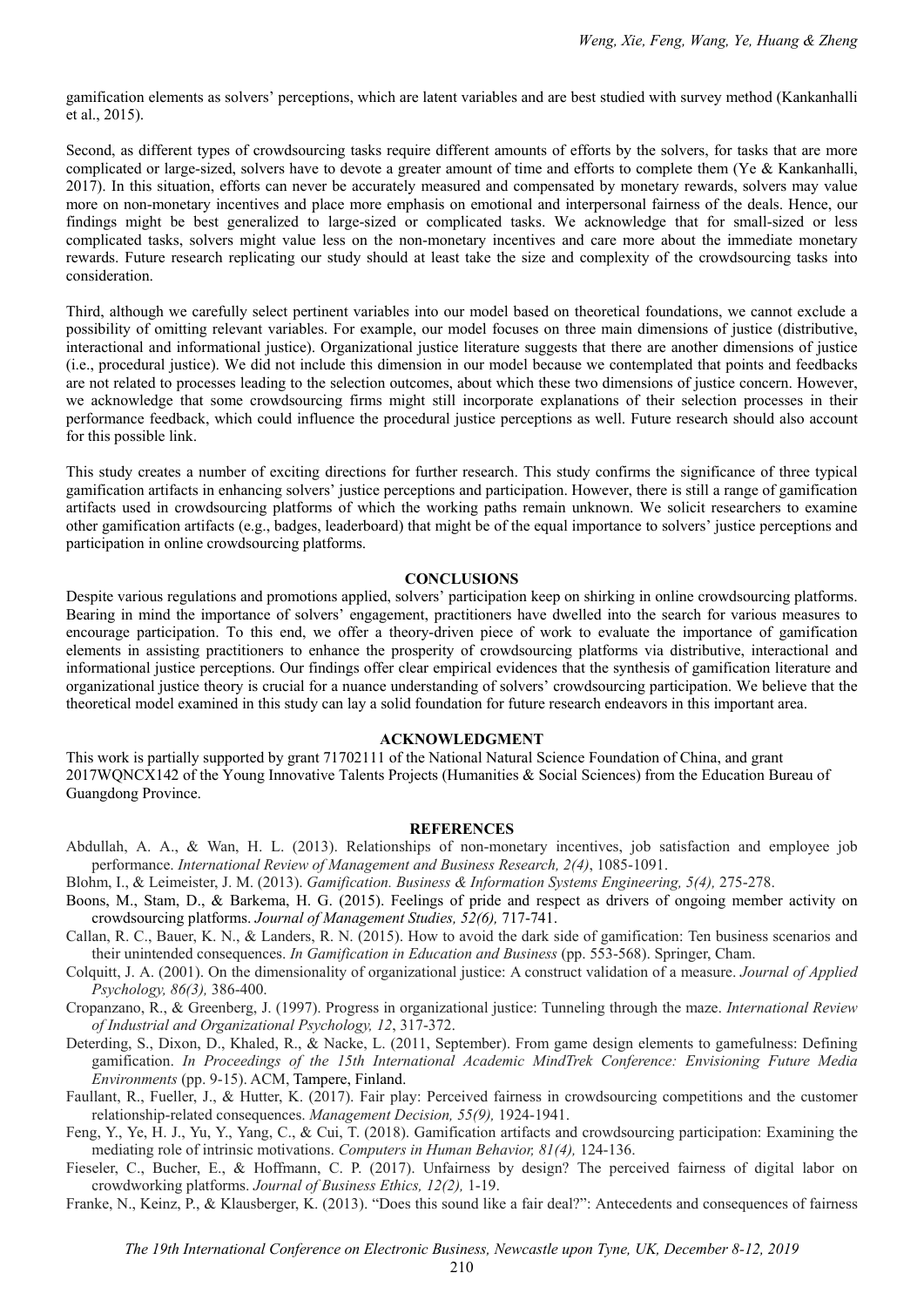gamification elements as solvers' perceptions, which are latent variables and are best studied with survey method (Kankanhalli et al., 2015).

Second, as different types of crowdsourcing tasks require different amounts of efforts by the solvers, for tasks that are more complicated or large-sized, solvers have to devote a greater amount of time and efforts to complete them (Ye & Kankanhalli, 2017). In this situation, efforts can never be accurately measured and compensated by monetary rewards, solvers may value more on non-monetary incentives and place more emphasis on emotional and interpersonal fairness of the deals. Hence, our findings might be best generalized to large-sized or complicated tasks. We acknowledge that for small-sized or less complicated tasks, solvers might value less on the non-monetary incentives and care more about the immediate monetary rewards. Future research replicating our study should at least take the size and complexity of the crowdsourcing tasks into consideration.

Third, although we carefully select pertinent variables into our model based on theoretical foundations, we cannot exclude a possibility of omitting relevant variables. For example, our model focuses on three main dimensions of justice (distributive, interactional and informational justice). Organizational justice literature suggests that there are another dimensions of justice (i.e., procedural justice). We did not include this dimension in our model because we contemplated that points and feedbacks are not related to processes leading to the selection outcomes, about which these two dimensions of justice concern. However, we acknowledge that some crowdsourcing firms might still incorporate explanations of their selection processes in their performance feedback, which could influence the procedural justice perceptions as well. Future research should also account for this possible link.

This study creates a number of exciting directions for further research. This study confirms the significance of three typical gamification artifacts in enhancing solvers' justice perceptions and participation. However, there is still a range of gamification artifacts used in crowdsourcing platforms of which the working paths remain unknown. We solicit researchers to examine other gamification artifacts (e.g., badges, leaderboard) that might be of the equal importance to solvers' justice perceptions and participation in online crowdsourcing platforms.

## CONCLUSIONS

Despite various regulations and promotions applied, solvers' participation keep on shirking in online crowdsourcing platforms. Bearing in mind the importance of solvers' engagement, practitioners have dwelled into the search for various measures to encourage participation. To this end, we offer a theory-driven piece of work to evaluate the importance of gamification elements in assisting practitioners to enhance the prosperity of crowdsourcing platforms via distributive, interactional and informational justice perceptions. Our findings offer clear empirical evidences that the synthesis of gamification literature and organizational justice theory is crucial for a nuance understanding of solvers' crowdsourcing participation. We believe that the theoretical model examined in this study can lay a solid foundation for future research endeavors in this important area.

## ACKNOWLEDGMENT

This work is partially supported by grant 71702111 of the National Natural Science Foundation of China, and grant 2017WQNCX142 of the Young Innovative Talents Projects (Humanities & Social Sciences) from the Education Bureau of Guangdong Province.

## REFERENCES

Abdullah, A. A., & Wan, H. L. (2013). Relationships of non-monetary incentives, job satisfaction and employee job performance. *International Review of Management and Business Research, 2(4)*, 1085-1091.

Blohm, I., & Leimeister, J. M. (2013). *Gamification. Business & Information Systems Engineering, 5(4),* 275-278.

Boons, M., Stam, D., & Barkema, H. G. (2015). Feelings of pride and respect as drivers of ongoing member activity on crowdsourcing platforms. *Journal of Management Studies, 52(6),* 717-741.

Callan, R. C., Bauer, K. N., & Landers, R. N. (2015). How to avoid the dark side of gamification: Ten business scenarios and their unintended consequences. *In Gamification in Education and Business* (pp. 553-568). Springer, Cham.

Colquitt, J. A. (2001). On the dimensionality of organizational justice: A construct validation of a measure. *Journal of Applied Psychology, 86(3),* 386-400.

Cropanzano, R., & Greenberg, J. (1997). Progress in organizational justice: Tunneling through the maze. *International Review of Industrial and Organizational Psychology, 12*, 317-372.

Deterding, S., Dixon, D., Khaled, R., & Nacke, L. (2011, September). From game design elements to gamefulness: Defining gamification. *In Proceedings of the 15th International Academic MindTrek Conference: Envisioning Future Media Environments* (pp. 9-15). ACM, Tampere, Finland.

Faullant, R., Fueller, J., & Hutter, K. (2017). Fair play: Perceived fairness in crowdsourcing competitions and the customer relationship-related consequences. *Management Decision, 55(9),* 1924-1941.

Feng, Y., Ye, H. J., Yu, Y., Yang, C., & Cui, T. (2018). Gamification artifacts and crowdsourcing participation: Examining the mediating role of intrinsic motivations. *Computers in Human Behavior, 81(4),* 124-136.

Fieseler, C., Bucher, E., & Hoffmann, C. P. (2017). Unfairness by design? The perceived fairness of digital labor on crowdworking platforms. *Journal of Business Ethics, 12(2),* 1-19.

Franke, N., Keinz, P., & Klausberger, K. (2013). "Does this sound like a fair deal?": Antecedents and consequences of fairness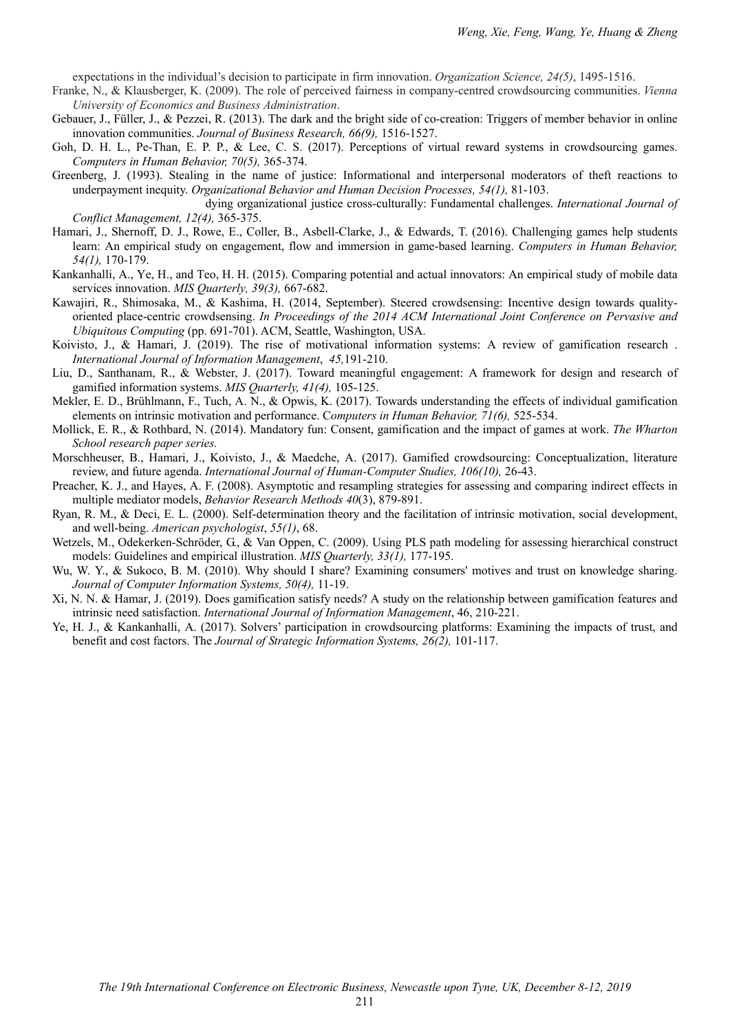expectations in the individual's decision to participate in firm innovation. *Organization Science, 24(5)*, 1495-1516.

Franke, N., & Klausberger, K. (2009). The role of perceived fairness in company-centred crowdsourcing communities. *Vienna University of Economics and Business Administration*.

Gebauer, J., Füller, J., & Pezzei, R. (2013). The dark and the bright side of co-creation: Triggers of member behavior in online innovation communities. *Journal of Business Research, 66(9),* 1516-1527.

Goh, D. H. L., Pe-Than, E. P. P., & Lee, C. S. (2017). Perceptions of virtual reward systems in crowdsourcing games. *Computers in Human Behavior, 70(5),* 365-374.

Greenberg, J. (1993). Stealing in the name of justice: Informational and interpersonal moderators of theft reactions to underpayment inequity. *Organizational Behavior and Human Decision Processes, 54(1),* 81-103.

dying organizational justice cross-culturally: Fundamental challenges. *International Journal of Conflict Management, 12(4),* 365-375.

Hamari, J., Shernoff, D. J., Rowe, E., Coller, B., Asbell-Clarke, J., & Edwards, T. (2016). Challenging games help students learn: An empirical study on engagement, flow and immersion in game-based learning. *Computers in Human Behavior, 54(1),* 170-179.

Kankanhalli, A., Ye, H., and Teo, H. H. (2015). Comparing potential and actual innovators: An empirical study of mobile data services innovation. *MIS Quarterly, 39(3),* 667-682.

Kawajiri, R., Shimosaka, M., & Kashima, H. (2014, September). Steered crowdsensing: Incentive design towards quality-oriented place-centric crowdsensing. *In Proceedings of the 2014 ACM International Joint Conference on Pervasive and Ubiquitous Computing* (pp. 691-701). ACM, Seattle, Washington, USA.

Koivisto, J., & Hamari, J. (2019). The rise of motivational information systems: A review of gamification research . *International Journal of Information Management*, *45,*191-210.

Liu, D., Santhanam, R., & Webster, J. (2017). Toward meaningful engagement: A framework for design and research of gamified information systems. *MIS Quarterly, 41(4),* 105-125.

Mekler, E. D., Brühlmann, F., Tuch, A. N., & Opwis, K. (2017). Towards understanding the effects of individual gamification elements on intrinsic motivation and performance. C*omputers in Human Behavior, 71(6),* 525-534.

Mollick, E. R., & Rothbard, N. (2014). Mandatory fun: Consent, gamification and the impact of games at work. *The Wharton School research paper series.*

Morschheuser, B., Hamari, J., Koivisto, J., & Maedche, A. (2017). Gamified crowdsourcing: Conceptualization, literature review, and future agenda. *International Journal of Human-Computer Studies, 106(10),* 26-43.

Preacher, K. J., and Hayes, A. F. (2008). Asymptotic and resampling strategies for assessing and comparing indirect effects in multiple mediator models, *Behavior Research Methods 40*(3), 879-891.

Ryan, R. M., & Deci, E. L. (2000). Self-determination theory and the facilitation of intrinsic motivation, social development, and well-being. *American psychologist*, *55(1)*, 68.

Wetzels, M., Odekerken-Schröder, G., & Van Oppen, C. (2009). Using PLS path modeling for assessing hierarchical construct models: Guidelines and empirical illustration. *MIS Quarterly, 33(1),* 177-195.

Wu, W. Y., & Sukoco, B. M. (2010). Why should I share? Examining consumers' motives and trust on knowledge sharing. *Journal of Computer Information Systems, 50(4),* 11-19.

Xi, N. N. & Hamar, J. (2019). Does gamification satisfy needs? A study on the relationship between gamification features and intrinsic need satisfaction. *International Journal of Information Management*, 46, 210-221.

Ye, H. J., & Kankanhalli, A. (2017). Solvers' participation in crowdsourcing platforms: Examining the impacts of trust, and benefit and cost factors. The *Journal of Strategic Information Systems, 26(2),* 101-117.